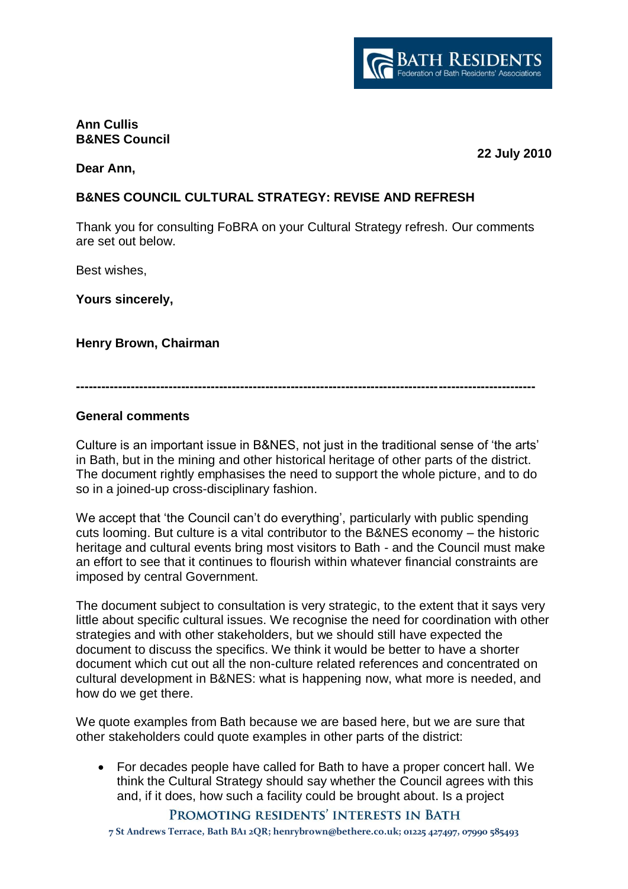BATH RESIDENTS
Federation of Bath Residents' Associations

**Ann Cullis**
**B&NES Council**

**22 July 2010**

**Dear Ann,**

**B&NES COUNCIL CULTURAL STRATEGY: REVISE AND REFRESH**

Thank you for consulting FoBRA on your Cultural Strategy refresh. Our comments are set out below.

Best wishes,

**Yours sincerely,**

**Henry Brown, Chairman**

---

**General comments**

Culture is an important issue in B&NES, not just in the traditional sense of 'the arts' in Bath, but in the mining and other historical heritage of other parts of the district. The document rightly emphasises the need to support the whole picture, and to do so in a joined-up cross-disciplinary fashion.

We accept that 'the Council can't do everything', particularly with public spending cuts looming. But culture is a vital contributor to the B&NES economy – the historic heritage and cultural events bring most visitors to Bath - and the Council must make an effort to see that it continues to flourish within whatever financial constraints are imposed by central Government.

The document subject to consultation is very strategic, to the extent that it says very little about specific cultural issues. We recognise the need for coordination with other strategies and with other stakeholders, but we should still have expected the document to discuss the specifics. We think it would be better to have a shorter document which cut out all the non-culture related references and concentrated on cultural development in B&NES: what is happening now, what more is needed, and how do we get there.

We quote examples from Bath because we are based here, but we are sure that other stakeholders could quote examples in other parts of the district:

- For decades people have called for Bath to have a proper concert hall. We think the Cultural Strategy should say whether the Council agrees with this and, if it does, how such a facility could be brought about. Is a project

PROMOTING RESIDENTS' INTERESTS IN BATH
7 St Andrews Terrace, Bath BA1 2QR; henrybrown@bethere.co.uk; 01225 427497, 07990 585493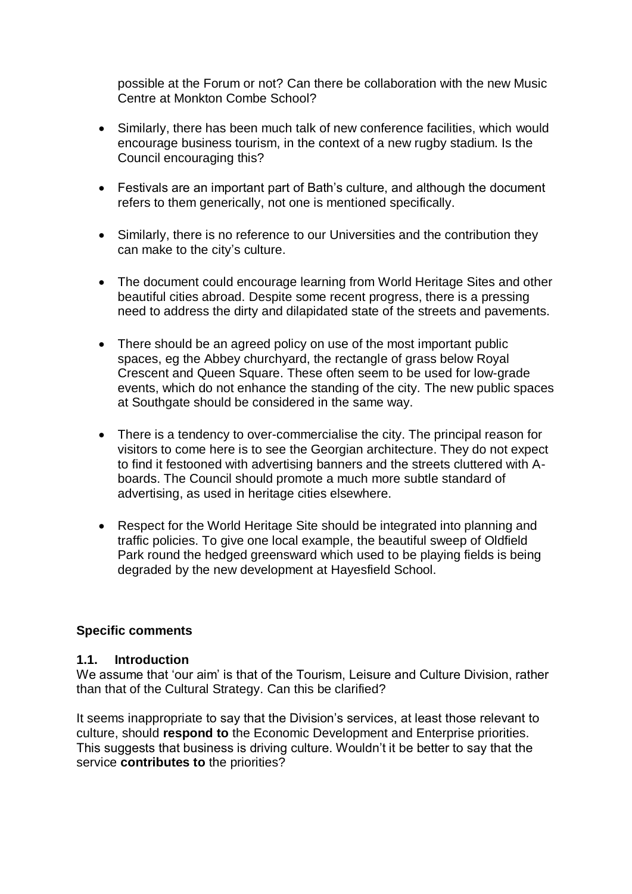possible at the Forum or not? Can there be collaboration with the new Music Centre at Monkton Combe School?

- Similarly, there has been much talk of new conference facilities, which would encourage business tourism, in the context of a new rugby stadium. Is the Council encouraging this?

- Festivals are an important part of Bath's culture, and although the document refers to them generically, not one is mentioned specifically.

- Similarly, there is no reference to our Universities and the contribution they can make to the city's culture.

- The document could encourage learning from World Heritage Sites and other beautiful cities abroad. Despite some recent progress, there is a pressing need to address the dirty and dilapidated state of the streets and pavements.

- There should be an agreed policy on use of the most important public spaces, eg the Abbey churchyard, the rectangle of grass below Royal Crescent and Queen Square. These often seem to be used for low-grade events, which do not enhance the standing of the city. The new public spaces at Southgate should be considered in the same way.

- There is a tendency to over-commercialise the city. The principal reason for visitors to come here is to see the Georgian architecture. They do not expect to find it festooned with advertising banners and the streets cluttered with A-boards. The Council should promote a much more subtle standard of advertising, as used in heritage cities elsewhere.

- Respect for the World Heritage Site should be integrated into planning and traffic policies. To give one local example, the beautiful sweep of Oldfield Park round the hedged greensward which used to be playing fields is being degraded by the new development at Hayesfield School.

**Specific comments**

**1.1. Introduction**

We assume that 'our aim' is that of the Tourism, Leisure and Culture Division, rather than that of the Cultural Strategy. Can this be clarified?

It seems inappropriate to say that the Division's services, at least those relevant to culture, should **respond to** the Economic Development and Enterprise priorities. This suggests that business is driving culture. Wouldn't it be better to say that the service **contributes to** the priorities?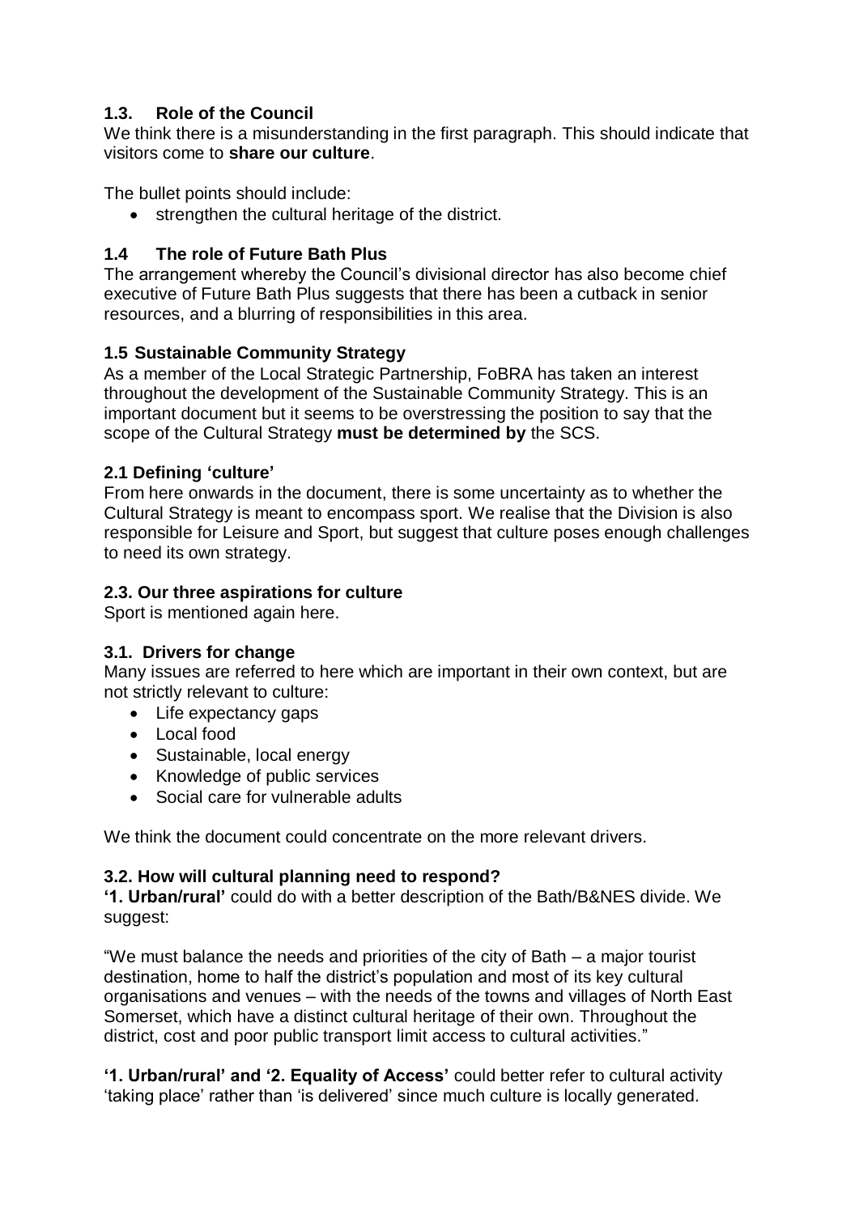### 1.3. Role of the Council

We think there is a misunderstanding in the first paragraph. This should indicate that visitors come to **share our culture**.

The bullet points should include:

- strengthen the cultural heritage of the district.

### 1.4 The role of Future Bath Plus

The arrangement whereby the Council's divisional director has also become chief executive of Future Bath Plus suggests that there has been a cutback in senior resources, and a blurring of responsibilities in this area.

### 1.5 Sustainable Community Strategy

As a member of the Local Strategic Partnership, FoBRA has taken an interest throughout the development of the Sustainable Community Strategy. This is an important document but it seems to be overstressing the position to say that the scope of the Cultural Strategy **must be determined by** the SCS.

### 2.1 Defining 'culture'

From here onwards in the document, there is some uncertainty as to whether the Cultural Strategy is meant to encompass sport. We realise that the Division is also responsible for Leisure and Sport, but suggest that culture poses enough challenges to need its own strategy.

### 2.3. Our three aspirations for culture

Sport is mentioned again here.

### 3.1. Drivers for change

Many issues are referred to here which are important in their own context, but are not strictly relevant to culture:

- Life expectancy gaps
- Local food
- Sustainable, local energy
- Knowledge of public services
- Social care for vulnerable adults

We think the document could concentrate on the more relevant drivers.

### 3.2. How will cultural planning need to respond?

**'1. Urban/rural'** could do with a better description of the Bath/B&NES divide. We suggest:

"We must balance the needs and priorities of the city of Bath – a major tourist destination, home to half the district's population and most of its key cultural organisations and venues – with the needs of the towns and villages of North East Somerset, which have a distinct cultural heritage of their own. Throughout the district, cost and poor public transport limit access to cultural activities."

**'1. Urban/rural' and '2. Equality of Access'** could better refer to cultural activity 'taking place' rather than 'is delivered' since much culture is locally generated.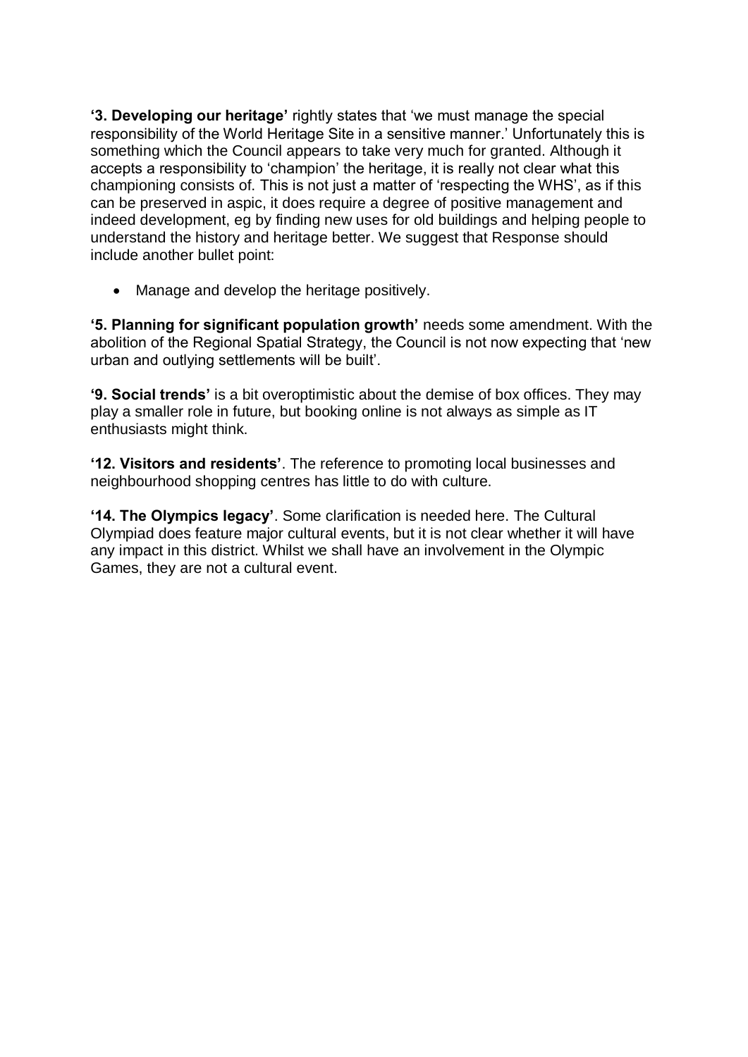**'3. Developing our heritage'** rightly states that 'we must manage the special responsibility of the World Heritage Site in a sensitive manner.' Unfortunately this is something which the Council appears to take very much for granted. Although it accepts a responsibility to 'champion' the heritage, it is really not clear what this championing consists of. This is not just a matter of 'respecting the WHS', as if this can be preserved in aspic, it does require a degree of positive management and indeed development, eg by finding new uses for old buildings and helping people to understand the history and heritage better. We suggest that Response should include another bullet point:

- Manage and develop the heritage positively.

**'5. Planning for significant population growth'** needs some amendment. With the abolition of the Regional Spatial Strategy, the Council is not now expecting that 'new urban and outlying settlements will be built'.

**'9. Social trends'** is a bit overoptimistic about the demise of box offices. They may play a smaller role in future, but booking online is not always as simple as IT enthusiasts might think.

**'12. Visitors and residents'**. The reference to promoting local businesses and neighbourhood shopping centres has little to do with culture.

**'14. The Olympics legacy'**. Some clarification is needed here. The Cultural Olympiad does feature major cultural events, but it is not clear whether it will have any impact in this district. Whilst we shall have an involvement in the Olympic Games, they are not a cultural event.